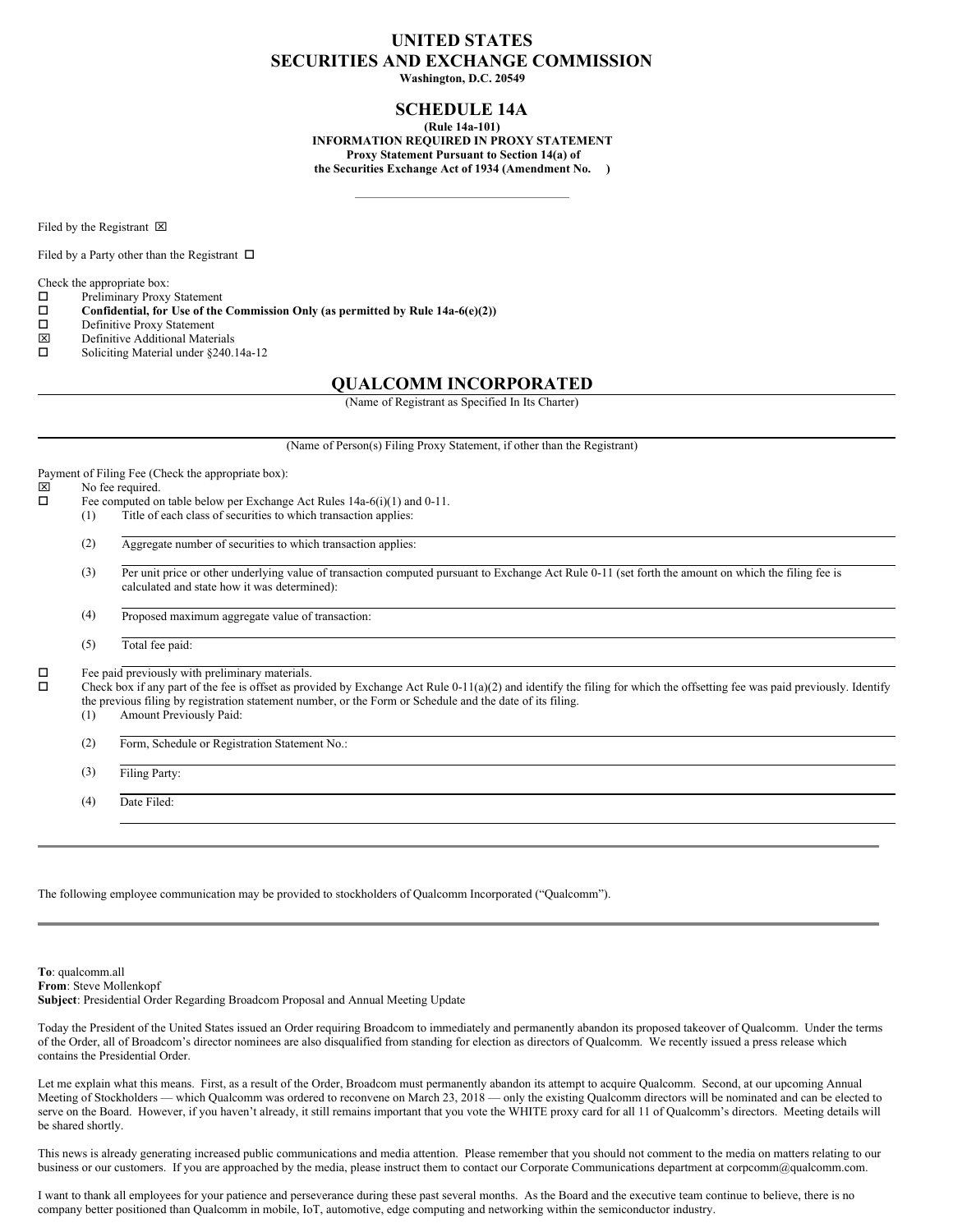# UNITED STATES SECURITIES AND EXCHANGE COMMISSION

**Washington, D.C. 20549**

## SCHEDULE 14A

**(Rule 14a-101)**
**INFORMATION REQUIRED IN PROXY STATEMENT**
**Proxy Statement Pursuant to Section 14(a) of the Securities Exchange Act of 1934 (Amendment No. )**

Filed by the Registrant ☒

Filed by a Party other than the Registrant ☐

Check the appropriate box:

☐ Preliminary Proxy Statement
☐ **Confidential, for Use of the Commission Only (as permitted by Rule 14a-6(e)(2))**
☐ Definitive Proxy Statement
☒ Definitive Additional Materials
☐ Soliciting Material under §240.14a-12

## QUALCOMM INCORPORATED

(Name of Registrant as Specified In Its Charter)

(Name of Person(s) Filing Proxy Statement, if other than the Registrant)

Payment of Filing Fee (Check the appropriate box):

☒ No fee required.
☐ Fee computed on table below per Exchange Act Rules 14a-6(i)(1) and 0-11.

(1) Title of each class of securities to which transaction applies:

(2) Aggregate number of securities to which transaction applies:

(3) Per unit price or other underlying value of transaction computed pursuant to Exchange Act Rule 0-11 (set forth the amount on which the filing fee is calculated and state how it was determined):

(4) Proposed maximum aggregate value of transaction:

(5) Total fee paid:

☐ Fee paid previously with preliminary materials.
☐ Check box if any part of the fee is offset as provided by Exchange Act Rule 0-11(a)(2) and identify the filing for which the offsetting fee was paid previously. Identify the previous filing by registration statement number, or the Form or Schedule and the date of its filing.

(1) Amount Previously Paid:

(2) Form, Schedule or Registration Statement No.:

(3) Filing Party:

(4) Date Filed:

---

The following employee communication may be provided to stockholders of Qualcomm Incorporated ("Qualcomm").

---

**To**: qualcomm.all
**From**: Steve Mollenkopf
**Subject**: Presidential Order Regarding Broadcom Proposal and Annual Meeting Update

Today the President of the United States issued an Order requiring Broadcom to immediately and permanently abandon its proposed takeover of Qualcomm. Under the terms of the Order, all of Broadcom's director nominees are also disqualified from standing for election as directors of Qualcomm. We recently issued a press release which contains the Presidential Order.

Let me explain what this means. First, as a result of the Order, Broadcom must permanently abandon its attempt to acquire Qualcomm. Second, at our upcoming Annual Meeting of Stockholders — which Qualcomm was ordered to reconvene on March 23, 2018 — only the existing Qualcomm directors will be nominated and can be elected to serve on the Board. However, if you haven't already, it still remains important that you vote the WHITE proxy card for all 11 of Qualcomm's directors. Meeting details will be shared shortly.

This news is already generating increased public communications and media attention. Please remember that you should not comment to the media on matters relating to our business or our customers. If you are approached by the media, please instruct them to contact our Corporate Communications department at corpcomm@qualcomm.com.

I want to thank all employees for your patience and perseverance during these past several months. As the Board and the executive team continue to believe, there is no company better positioned than Qualcomm in mobile, IoT, automotive, edge computing and networking within the semiconductor industry.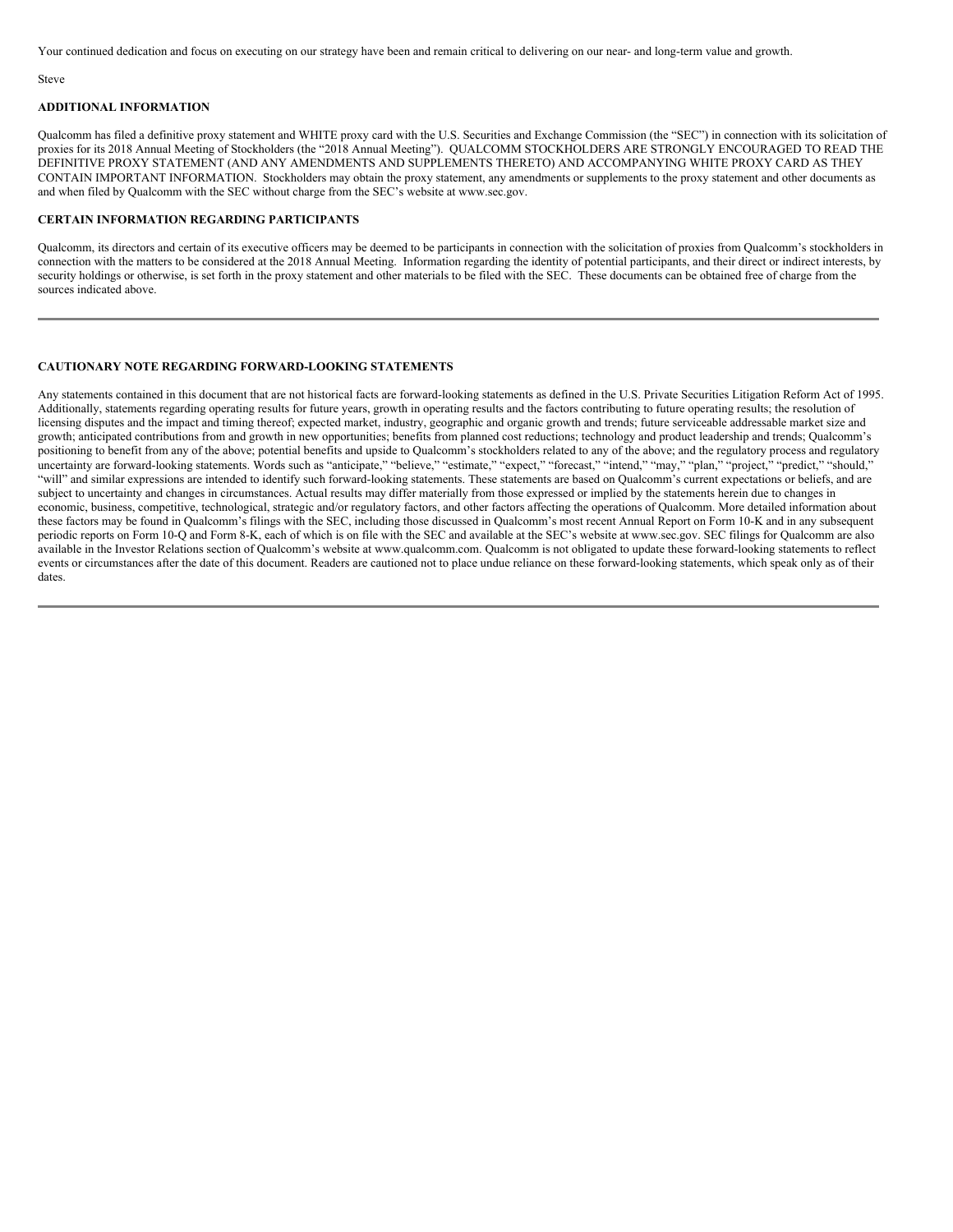Your continued dedication and focus on executing on our strategy have been and remain critical to delivering on our near- and long-term value and growth.

Steve

**ADDITIONAL INFORMATION**

Qualcomm has filed a definitive proxy statement and WHITE proxy card with the U.S. Securities and Exchange Commission (the "SEC") in connection with its solicitation of proxies for its 2018 Annual Meeting of Stockholders (the "2018 Annual Meeting"). QUALCOMM STOCKHOLDERS ARE STRONGLY ENCOURAGED TO READ THE DEFINITIVE PROXY STATEMENT (AND ANY AMENDMENTS AND SUPPLEMENTS THERETO) AND ACCOMPANYING WHITE PROXY CARD AS THEY CONTAIN IMPORTANT INFORMATION. Stockholders may obtain the proxy statement, any amendments or supplements to the proxy statement and other documents as and when filed by Qualcomm with the SEC without charge from the SEC's website at www.sec.gov.

**CERTAIN INFORMATION REGARDING PARTICIPANTS**

Qualcomm, its directors and certain of its executive officers may be deemed to be participants in connection with the solicitation of proxies from Qualcomm's stockholders in connection with the matters to be considered at the 2018 Annual Meeting. Information regarding the identity of potential participants, and their direct or indirect interests, by security holdings or otherwise, is set forth in the proxy statement and other materials to be filed with the SEC. These documents can be obtained free of charge from the sources indicated above.

---

**CAUTIONARY NOTE REGARDING FORWARD-LOOKING STATEMENTS**

Any statements contained in this document that are not historical facts are forward-looking statements as defined in the U.S. Private Securities Litigation Reform Act of 1995. Additionally, statements regarding operating results for future years, growth in operating results and the factors contributing to future operating results; the resolution of licensing disputes and the impact and timing thereof; expected market, industry, geographic and organic growth and trends; future serviceable addressable market size and growth; anticipated contributions from and growth in new opportunities; benefits from planned cost reductions; technology and product leadership and trends; Qualcomm's positioning to benefit from any of the above; potential benefits and upside to Qualcomm's stockholders related to any of the above; and the regulatory process and regulatory uncertainty are forward-looking statements. Words such as "anticipate," "believe," "estimate," "expect," "forecast," "intend," "may," "plan," "project," "predict," "should," "will" and similar expressions are intended to identify such forward-looking statements. These statements are based on Qualcomm's current expectations or beliefs, and are subject to uncertainty and changes in circumstances. Actual results may differ materially from those expressed or implied by the statements herein due to changes in economic, business, competitive, technological, strategic and/or regulatory factors, and other factors affecting the operations of Qualcomm. More detailed information about these factors may be found in Qualcomm's filings with the SEC, including those discussed in Qualcomm's most recent Annual Report on Form 10-K and in any subsequent periodic reports on Form 10-Q and Form 8-K, each of which is on file with the SEC and available at the SEC's website at www.sec.gov. SEC filings for Qualcomm are also available in the Investor Relations section of Qualcomm's website at www.qualcomm.com. Qualcomm is not obligated to update these forward-looking statements to reflect events or circumstances after the date of this document. Readers are cautioned not to place undue reliance on these forward-looking statements, which speak only as of their dates.

---